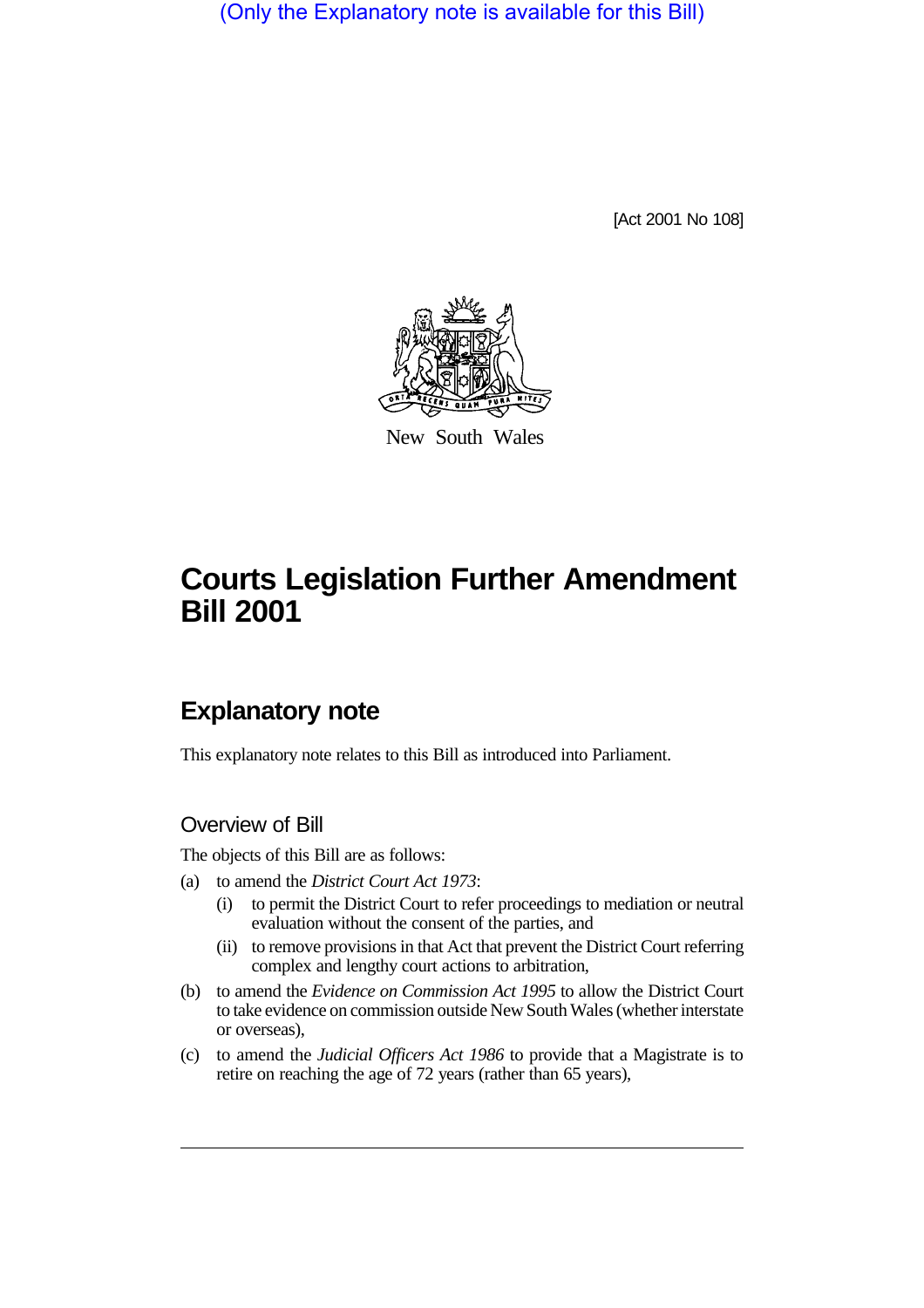(Only the Explanatory note is available for this Bill)

[Act 2001 No 108]

New South Wales

# Courts Legislation Further Amendment Bill 2001

## Explanatory note

This explanatory note relates to this Bill as introduced into Parliament.

### Overview of Bill

The objects of this Bill are as follows:

(a) to amend the *District Court Act 1973*:

  (i) to permit the District Court to refer proceedings to mediation or neutral evaluation without the consent of the parties, and

  (ii) to remove provisions in that Act that prevent the District Court referring complex and lengthy court actions to arbitration,

(b) to amend the *Evidence on Commission Act 1995* to allow the District Court to take evidence on commission outside New South Wales (whether interstate or overseas),

(c) to amend the *Judicial Officers Act 1986* to provide that a Magistrate is to retire on reaching the age of 72 years (rather than 65 years),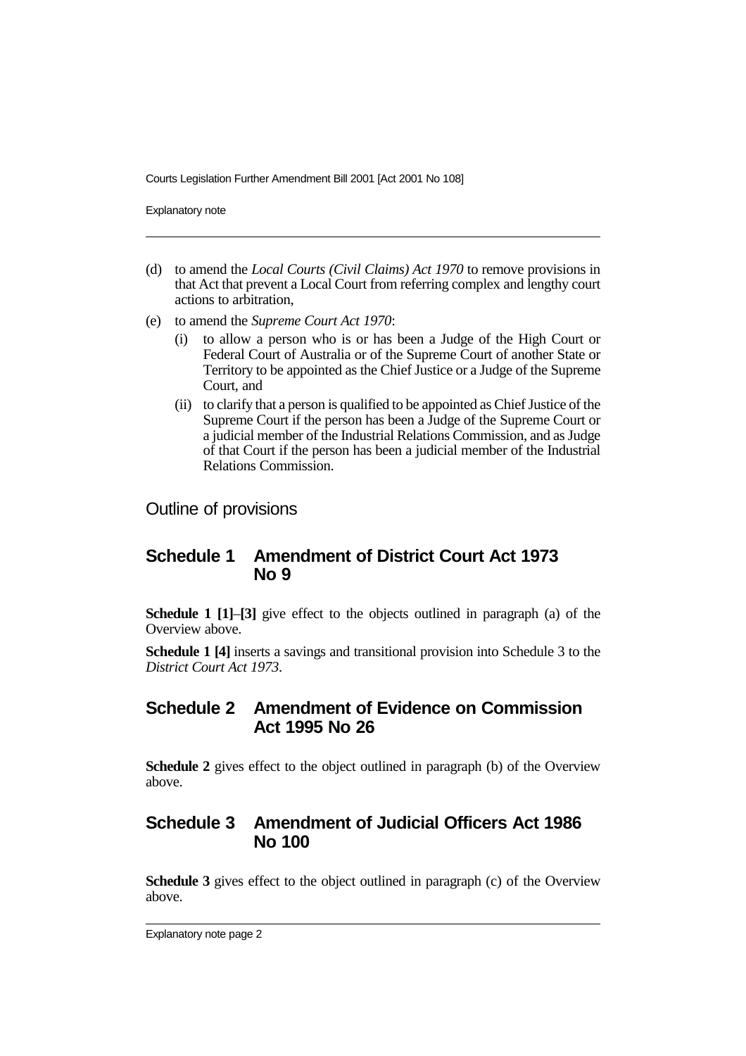(d) to amend the *Local Courts (Civil Claims) Act 1970* to remove provisions in that Act that prevent a Local Court from referring complex and lengthy court actions to arbitration,

(e) to amend the *Supreme Court Act 1970*:

   (i) to allow a person who is or has been a Judge of the High Court or Federal Court of Australia or of the Supreme Court of another State or Territory to be appointed as the Chief Justice or a Judge of the Supreme Court, and

   (ii) to clarify that a person is qualified to be appointed as Chief Justice of the Supreme Court if the person has been a Judge of the Supreme Court or a judicial member of the Industrial Relations Commission, and as Judge of that Court if the person has been a judicial member of the Industrial Relations Commission.

## Outline of provisions

### Schedule 1 Amendment of District Court Act 1973 No 9

**Schedule 1 [1]–[3]** give effect to the objects outlined in paragraph (a) of the Overview above.

**Schedule 1 [4]** inserts a savings and transitional provision into Schedule 3 to the *District Court Act 1973*.

### Schedule 2 Amendment of Evidence on Commission Act 1995 No 26

**Schedule 2** gives effect to the object outlined in paragraph (b) of the Overview above.

### Schedule 3 Amendment of Judicial Officers Act 1986 No 100

**Schedule 3** gives effect to the object outlined in paragraph (c) of the Overview above.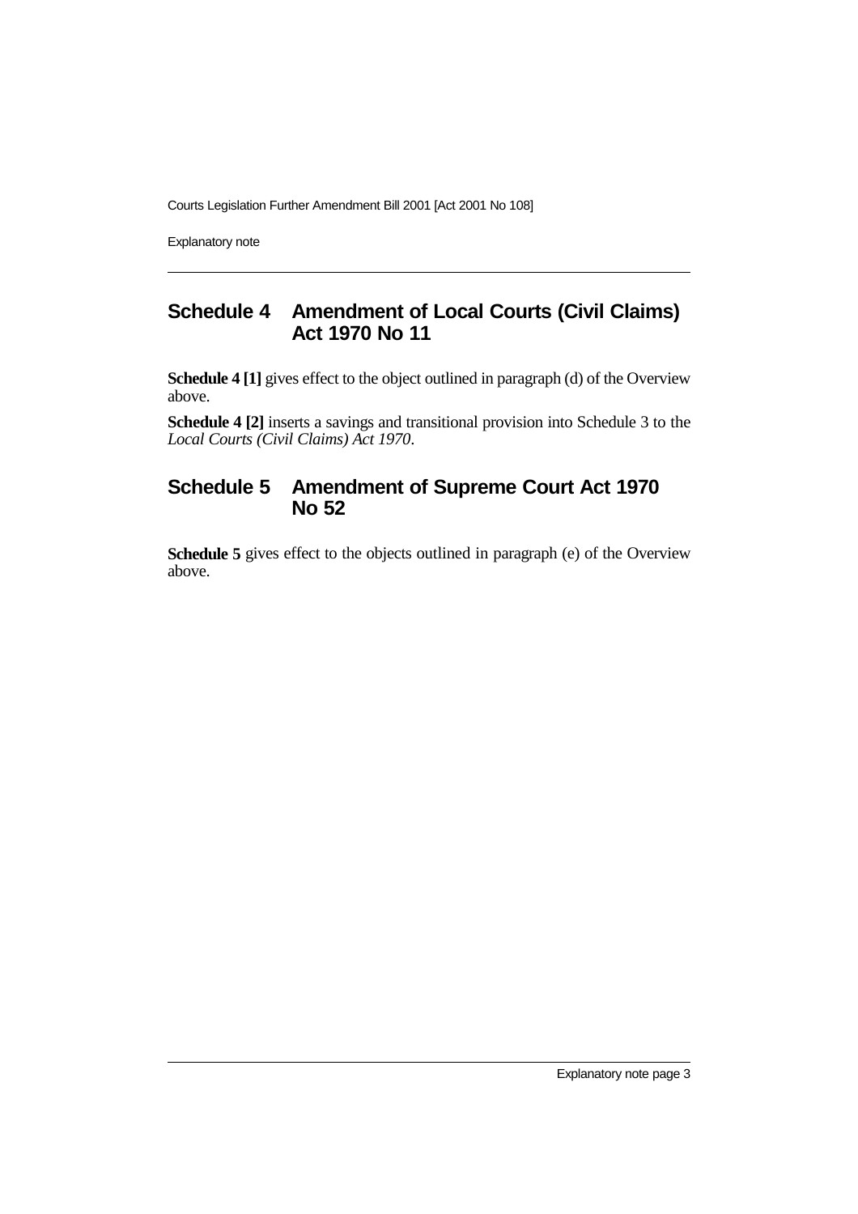## Schedule 4 Amendment of Local Courts (Civil Claims) Act 1970 No 11

**Schedule 4 [1]** gives effect to the object outlined in paragraph (d) of the Overview above.

**Schedule 4 [2]** inserts a savings and transitional provision into Schedule 3 to the *Local Courts (Civil Claims) Act 1970*.

## Schedule 5 Amendment of Supreme Court Act 1970 No 52

**Schedule 5** gives effect to the objects outlined in paragraph (e) of the Overview above.